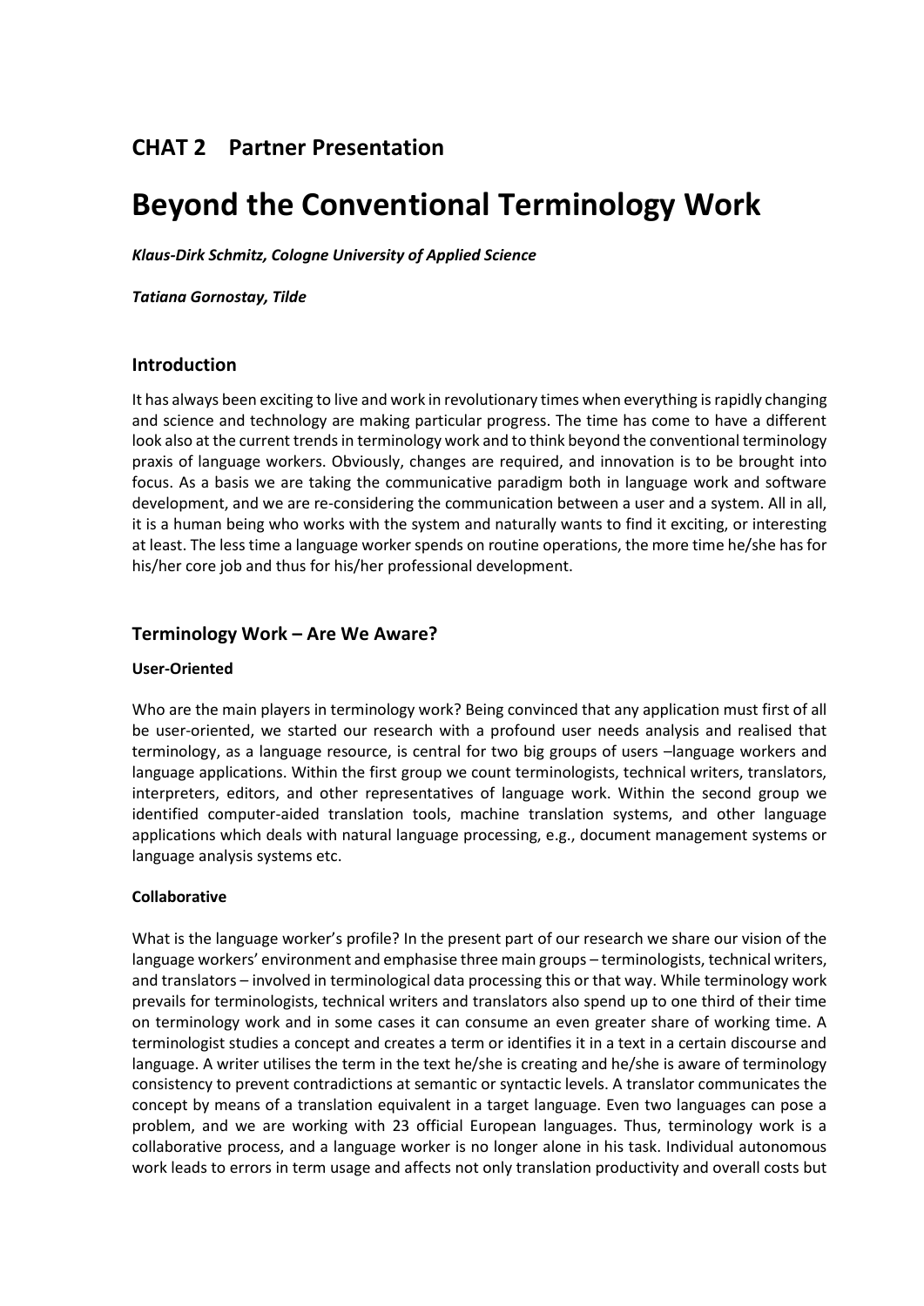## CHAT 2 Partner Presentation

# Beyond the Conventional Terminology Work

***Klaus-Dirk Schmitz, Cologne University of Applied Science***

***Tatiana Gornostay, Tilde***

### Introduction

It has always been exciting to live and work in revolutionary times when everything is rapidly changing and science and technology are making particular progress. The time has come to have a different look also at the current trends in terminology work and to think beyond the conventional terminology praxis of language workers. Obviously, changes are required, and innovation is to be brought into focus. As a basis we are taking the communicative paradigm both in language work and software development, and we are re-considering the communication between a user and a system. All in all, it is a human being who works with the system and naturally wants to find it exciting, or interesting at least. The less time a language worker spends on routine operations, the more time he/she has for his/her core job and thus for his/her professional development.

### Terminology Work – Are We Aware?

#### User-Oriented

Who are the main players in terminology work? Being convinced that any application must first of all be user-oriented, we started our research with a profound user needs analysis and realised that terminology, as a language resource, is central for two big groups of users –language workers and language applications. Within the first group we count terminologists, technical writers, translators, interpreters, editors, and other representatives of language work. Within the second group we identified computer-aided translation tools, machine translation systems, and other language applications which deals with natural language processing, e.g., document management systems or language analysis systems etc.

#### Collaborative

What is the language worker's profile? In the present part of our research we share our vision of the language workers' environment and emphasise three main groups – terminologists, technical writers, and translators – involved in terminological data processing this or that way. While terminology work prevails for terminologists, technical writers and translators also spend up to one third of their time on terminology work and in some cases it can consume an even greater share of working time. A terminologist studies a concept and creates a term or identifies it in a text in a certain discourse and language. A writer utilises the term in the text he/she is creating and he/she is aware of terminology consistency to prevent contradictions at semantic or syntactic levels. A translator communicates the concept by means of a translation equivalent in a target language. Even two languages can pose a problem, and we are working with 23 official European languages. Thus, terminology work is a collaborative process, and a language worker is no longer alone in his task. Individual autonomous work leads to errors in term usage and affects not only translation productivity and overall costs but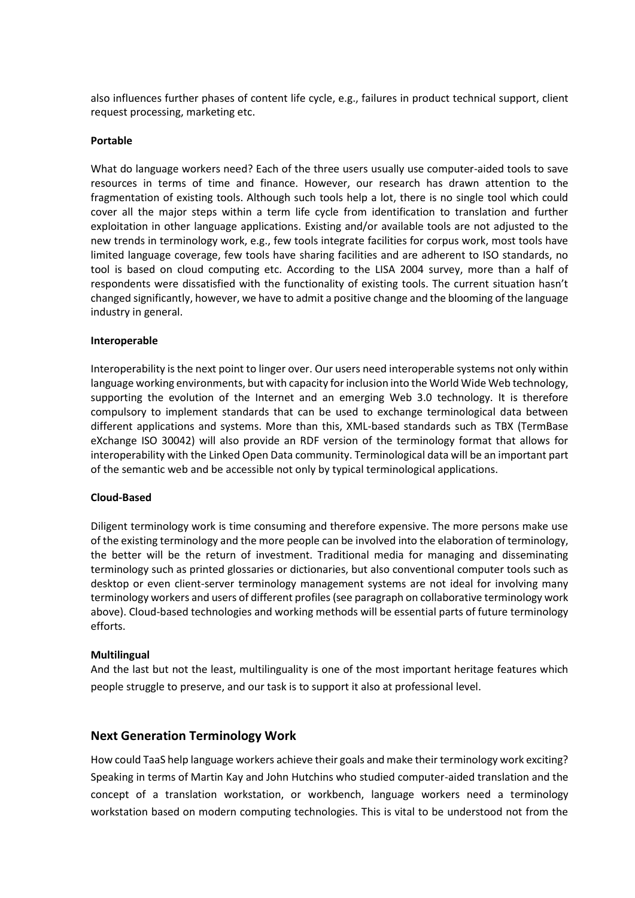also influences further phases of content life cycle, e.g., failures in product technical support, client request processing, marketing etc.

**Portable**

What do language workers need? Each of the three users usually use computer-aided tools to save resources in terms of time and finance. However, our research has drawn attention to the fragmentation of existing tools. Although such tools help a lot, there is no single tool which could cover all the major steps within a term life cycle from identification to translation and further exploitation in other language applications. Existing and/or available tools are not adjusted to the new trends in terminology work, e.g., few tools integrate facilities for corpus work, most tools have limited language coverage, few tools have sharing facilities and are adherent to ISO standards, no tool is based on cloud computing etc. According to the LISA 2004 survey, more than a half of respondents were dissatisfied with the functionality of existing tools. The current situation hasn't changed significantly, however, we have to admit a positive change and the blooming of the language industry in general.

**Interoperable**

Interoperability is the next point to linger over. Our users need interoperable systems not only within language working environments, but with capacity for inclusion into the World Wide Web technology, supporting the evolution of the Internet and an emerging Web 3.0 technology. It is therefore compulsory to implement standards that can be used to exchange terminological data between different applications and systems. More than this, XML-based standards such as TBX (TermBase eXchange ISO 30042) will also provide an RDF version of the terminology format that allows for interoperability with the Linked Open Data community. Terminological data will be an important part of the semantic web and be accessible not only by typical terminological applications.

**Cloud-Based**

Diligent terminology work is time consuming and therefore expensive. The more persons make use of the existing terminology and the more people can be involved into the elaboration of terminology, the better will be the return of investment. Traditional media for managing and disseminating terminology such as printed glossaries or dictionaries, but also conventional computer tools such as desktop or even client-server terminology management systems are not ideal for involving many terminology workers and users of different profiles (see paragraph on collaborative terminology work above). Cloud-based technologies and working methods will be essential parts of future terminology efforts.

**Multilingual**

And the last but not the least, multilinguality is one of the most important heritage features which people struggle to preserve, and our task is to support it also at professional level.

## Next Generation Terminology Work

How could TaaS help language workers achieve their goals and make their terminology work exciting? Speaking in terms of Martin Kay and John Hutchins who studied computer-aided translation and the concept of a translation workstation, or workbench, language workers need a terminology workstation based on modern computing technologies. This is vital to be understood not from the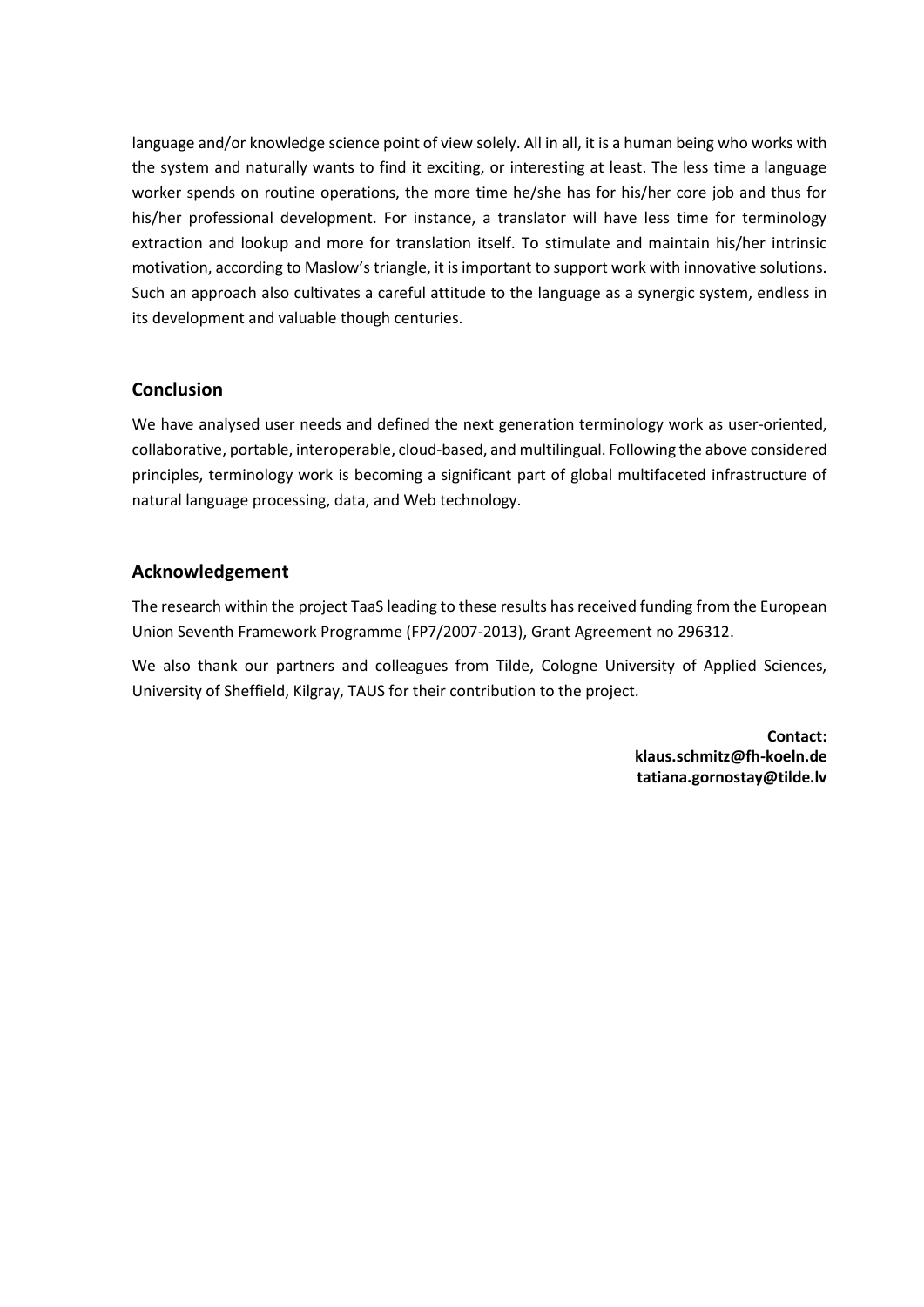language and/or knowledge science point of view solely. All in all, it is a human being who works with the system and naturally wants to find it exciting, or interesting at least. The less time a language worker spends on routine operations, the more time he/she has for his/her core job and thus for his/her professional development. For instance, a translator will have less time for terminology extraction and lookup and more for translation itself. To stimulate and maintain his/her intrinsic motivation, according to Maslow's triangle, it is important to support work with innovative solutions. Such an approach also cultivates a careful attitude to the language as a synergic system, endless in its development and valuable though centuries.

## Conclusion

We have analysed user needs and defined the next generation terminology work as user-oriented, collaborative, portable, interoperable, cloud-based, and multilingual. Following the above considered principles, terminology work is becoming a significant part of global multifaceted infrastructure of natural language processing, data, and Web technology.

## Acknowledgement

The research within the project TaaS leading to these results has received funding from the European Union Seventh Framework Programme (FP7/2007-2013), Grant Agreement no 296312.

We also thank our partners and colleagues from Tilde, Cologne University of Applied Sciences, University of Sheffield, Kilgray, TAUS for their contribution to the project.

**Contact:**
**klaus.schmitz@fh-koeln.de**
**tatiana.gornostay@tilde.lv**